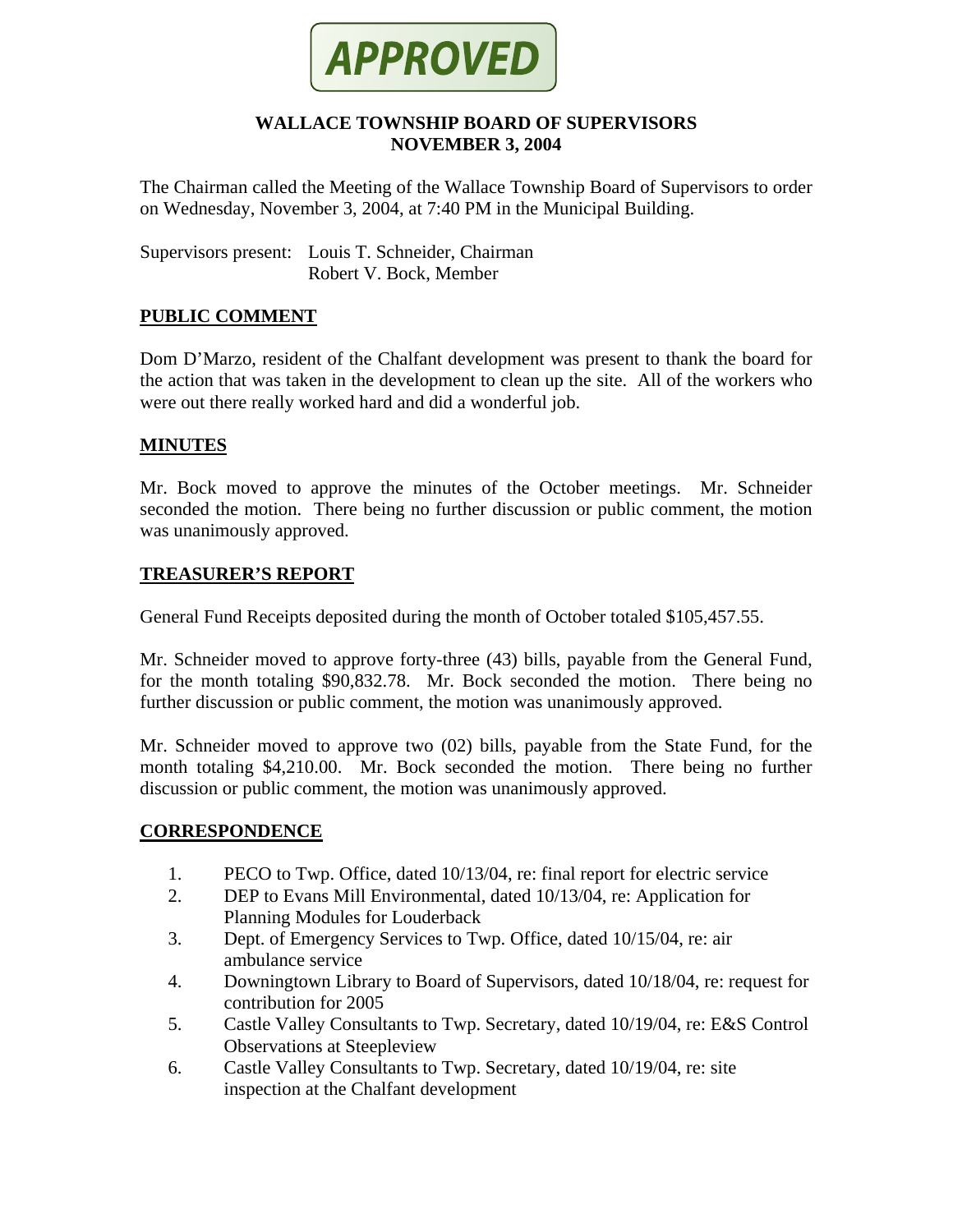**APPROVED**

# WALLACE TOWNSHIP BOARD OF SUPERVISORS
## NOVEMBER 3, 2004

The Chairman called the Meeting of the Wallace Township Board of Supervisors to order on Wednesday, November 3, 2004, at 7:40 PM in the Municipal Building.

Supervisors present: Louis T. Schneider, Chairman
Robert V. Bock, Member

## PUBLIC COMMENT

Dom D'Marzo, resident of the Chalfant development was present to thank the board for the action that was taken in the development to clean up the site. All of the workers who were out there really worked hard and did a wonderful job.

## MINUTES

Mr. Bock moved to approve the minutes of the October meetings. Mr. Schneider seconded the motion. There being no further discussion or public comment, the motion was unanimously approved.

## TREASURER'S REPORT

General Fund Receipts deposited during the month of October totaled $105,457.55.

Mr. Schneider moved to approve forty-three (43) bills, payable from the General Fund, for the month totaling $90,832.78. Mr. Bock seconded the motion. There being no further discussion or public comment, the motion was unanimously approved.

Mr. Schneider moved to approve two (02) bills, payable from the State Fund, for the month totaling $4,210.00. Mr. Bock seconded the motion. There being no further discussion or public comment, the motion was unanimously approved.

## CORRESPONDENCE

1. PECO to Twp. Office, dated 10/13/04, re: final report for electric service
2. DEP to Evans Mill Environmental, dated 10/13/04, re: Application for Planning Modules for Louderback
3. Dept. of Emergency Services to Twp. Office, dated 10/15/04, re: air ambulance service
4. Downingtown Library to Board of Supervisors, dated 10/18/04, re: request for contribution for 2005
5. Castle Valley Consultants to Twp. Secretary, dated 10/19/04, re: E&S Control Observations at Steepleview
6. Castle Valley Consultants to Twp. Secretary, dated 10/19/04, re: site inspection at the Chalfant development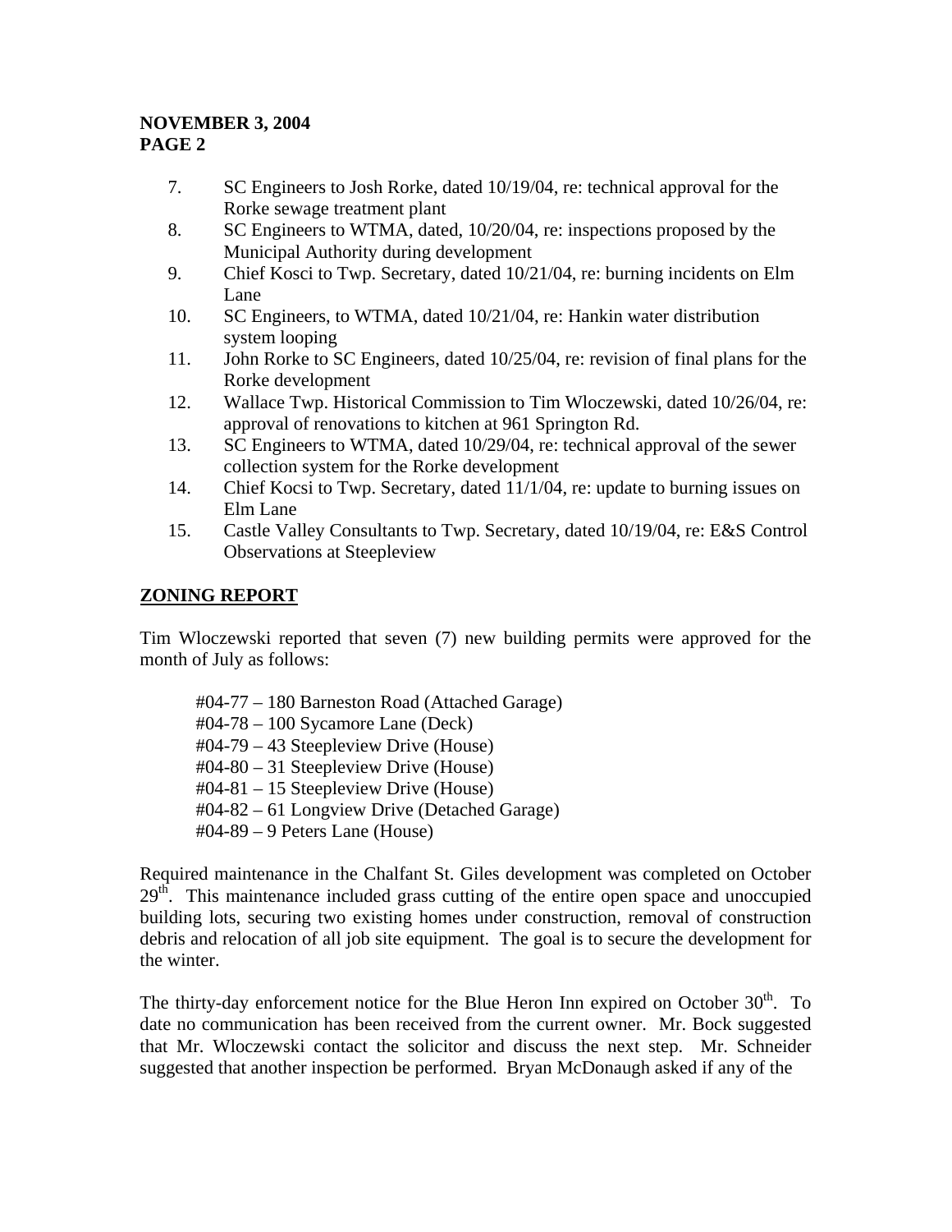7. SC Engineers to Josh Rorke, dated 10/19/04, re: technical approval for the Rorke sewage treatment plant
8. SC Engineers to WTMA, dated, 10/20/04, re: inspections proposed by the Municipal Authority during development
9. Chief Kosci to Twp. Secretary, dated 10/21/04, re: burning incidents on Elm Lane
10. SC Engineers, to WTMA, dated 10/21/04, re: Hankin water distribution system looping
11. John Rorke to SC Engineers, dated 10/25/04, re: revision of final plans for the Rorke development
12. Wallace Twp. Historical Commission to Tim Wloczewski, dated 10/26/04, re: approval of renovations to kitchen at 961 Springton Rd.
13. SC Engineers to WTMA, dated 10/29/04, re: technical approval of the sewer collection system for the Rorke development
14. Chief Kocsi to Twp. Secretary, dated 11/1/04, re: update to burning issues on Elm Lane
15. Castle Valley Consultants to Twp. Secretary, dated 10/19/04, re: E&S Control Observations at Steepleview

## ZONING REPORT

Tim Wloczewski reported that seven (7) new building permits were approved for the month of July as follows:

#04-77 – 180 Barneston Road (Attached Garage)
#04-78 – 100 Sycamore Lane (Deck)
#04-79 – 43 Steepleview Drive (House)
#04-80 – 31 Steepleview Drive (House)
#04-81 – 15 Steepleview Drive (House)
#04-82 – 61 Longview Drive (Detached Garage)
#04-89 – 9 Peters Lane (House)

Required maintenance in the Chalfant St. Giles development was completed on October 29th. This maintenance included grass cutting of the entire open space and unoccupied building lots, securing two existing homes under construction, removal of construction debris and relocation of all job site equipment. The goal is to secure the development for the winter.

The thirty-day enforcement notice for the Blue Heron Inn expired on October 30th. To date no communication has been received from the current owner. Mr. Bock suggested that Mr. Wloczewski contact the solicitor and discuss the next step. Mr. Schneider suggested that another inspection be performed. Bryan McDonaugh asked if any of the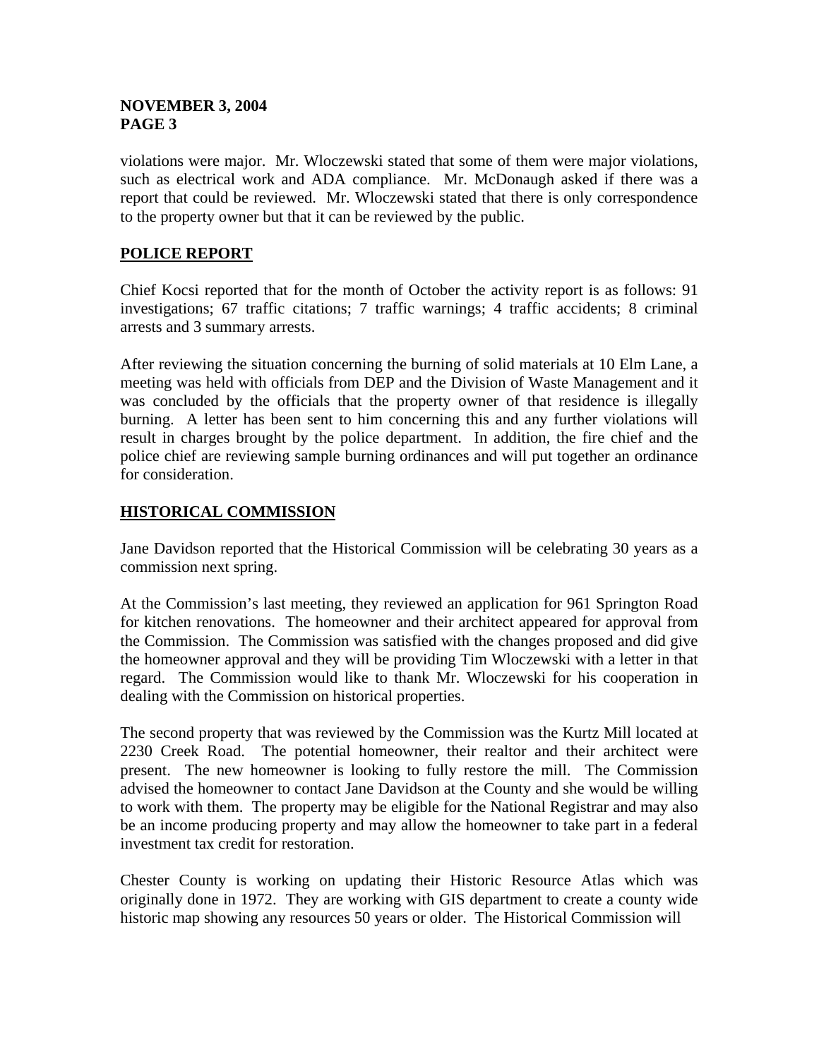violations were major. Mr. Wloczewski stated that some of them were major violations, such as electrical work and ADA compliance. Mr. McDonaugh asked if there was a report that could be reviewed. Mr. Wloczewski stated that there is only correspondence to the property owner but that it can be reviewed by the public.

## POLICE REPORT

Chief Kocsi reported that for the month of October the activity report is as follows: 91 investigations; 67 traffic citations; 7 traffic warnings; 4 traffic accidents; 8 criminal arrests and 3 summary arrests.

After reviewing the situation concerning the burning of solid materials at 10 Elm Lane, a meeting was held with officials from DEP and the Division of Waste Management and it was concluded by the officials that the property owner of that residence is illegally burning. A letter has been sent to him concerning this and any further violations will result in charges brought by the police department. In addition, the fire chief and the police chief are reviewing sample burning ordinances and will put together an ordinance for consideration.

## HISTORICAL COMMISSION

Jane Davidson reported that the Historical Commission will be celebrating 30 years as a commission next spring.

At the Commission's last meeting, they reviewed an application for 961 Springton Road for kitchen renovations. The homeowner and their architect appeared for approval from the Commission. The Commission was satisfied with the changes proposed and did give the homeowner approval and they will be providing Tim Wloczewski with a letter in that regard. The Commission would like to thank Mr. Wloczewski for his cooperation in dealing with the Commission on historical properties.

The second property that was reviewed by the Commission was the Kurtz Mill located at 2230 Creek Road. The potential homeowner, their realtor and their architect were present. The new homeowner is looking to fully restore the mill. The Commission advised the homeowner to contact Jane Davidson at the County and she would be willing to work with them. The property may be eligible for the National Registrar and may also be an income producing property and may allow the homeowner to take part in a federal investment tax credit for restoration.

Chester County is working on updating their Historic Resource Atlas which was originally done in 1972. They are working with GIS department to create a county wide historic map showing any resources 50 years or older. The Historical Commission will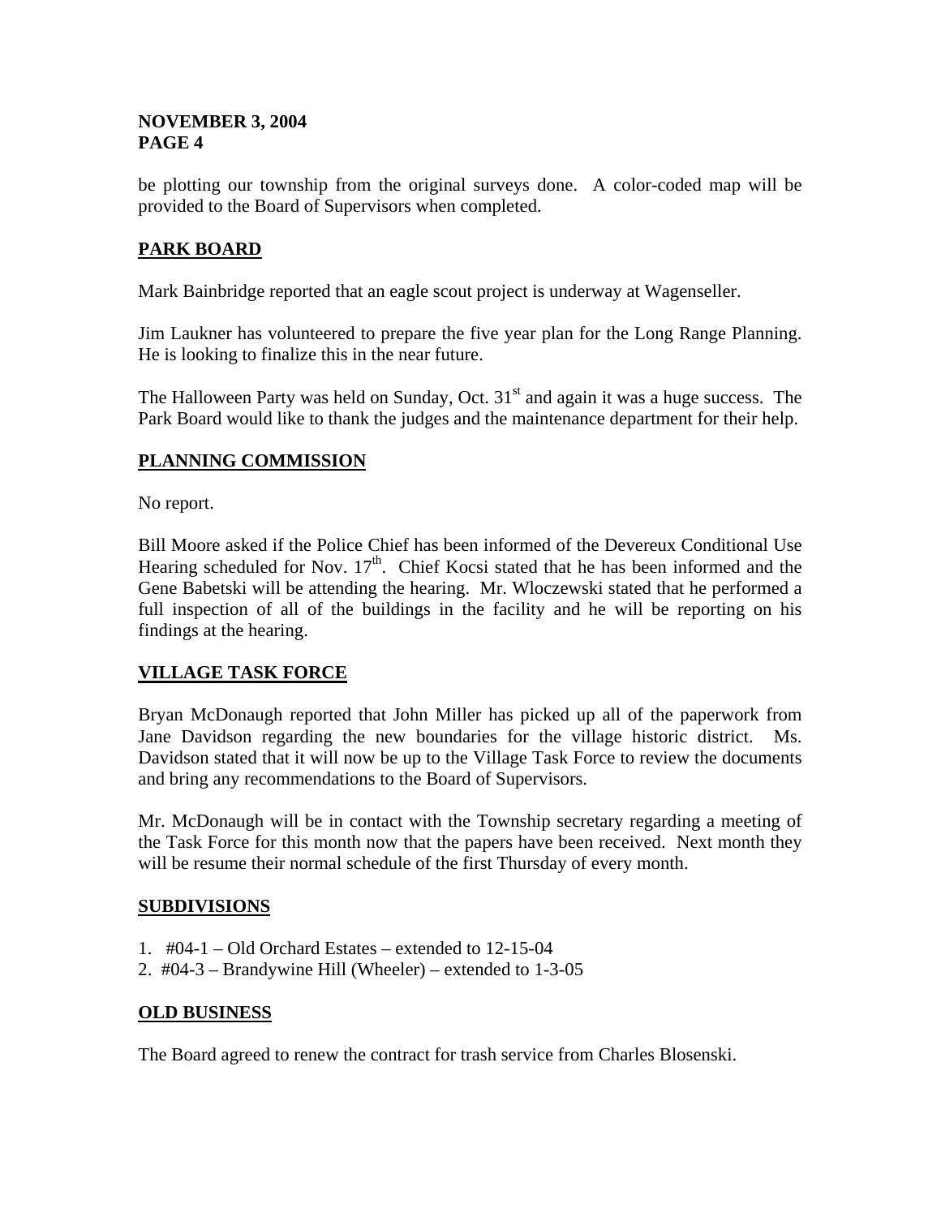be plotting our township from the original surveys done. A color-coded map will be provided to the Board of Supervisors when completed.

## PARK BOARD

Mark Bainbridge reported that an eagle scout project is underway at Wagenseller.

Jim Laukner has volunteered to prepare the five year plan for the Long Range Planning. He is looking to finalize this in the near future.

The Halloween Party was held on Sunday, Oct. 31st and again it was a huge success. The Park Board would like to thank the judges and the maintenance department for their help.

## PLANNING COMMISSION

No report.

Bill Moore asked if the Police Chief has been informed of the Devereux Conditional Use Hearing scheduled for Nov. 17th. Chief Kocsi stated that he has been informed and the Gene Babetski will be attending the hearing. Mr. Wloczewski stated that he performed a full inspection of all of the buildings in the facility and he will be reporting on his findings at the hearing.

## VILLAGE TASK FORCE

Bryan McDonaugh reported that John Miller has picked up all of the paperwork from Jane Davidson regarding the new boundaries for the village historic district. Ms. Davidson stated that it will now be up to the Village Task Force to review the documents and bring any recommendations to the Board of Supervisors.

Mr. McDonaugh will be in contact with the Township secretary regarding a meeting of the Task Force for this month now that the papers have been received. Next month they will be resume their normal schedule of the first Thursday of every month.

## SUBDIVISIONS

1. #04-1 – Old Orchard Estates – extended to 12-15-04
2. #04-3 – Brandywine Hill (Wheeler) – extended to 1-3-05

## OLD BUSINESS

The Board agreed to renew the contract for trash service from Charles Blosenski.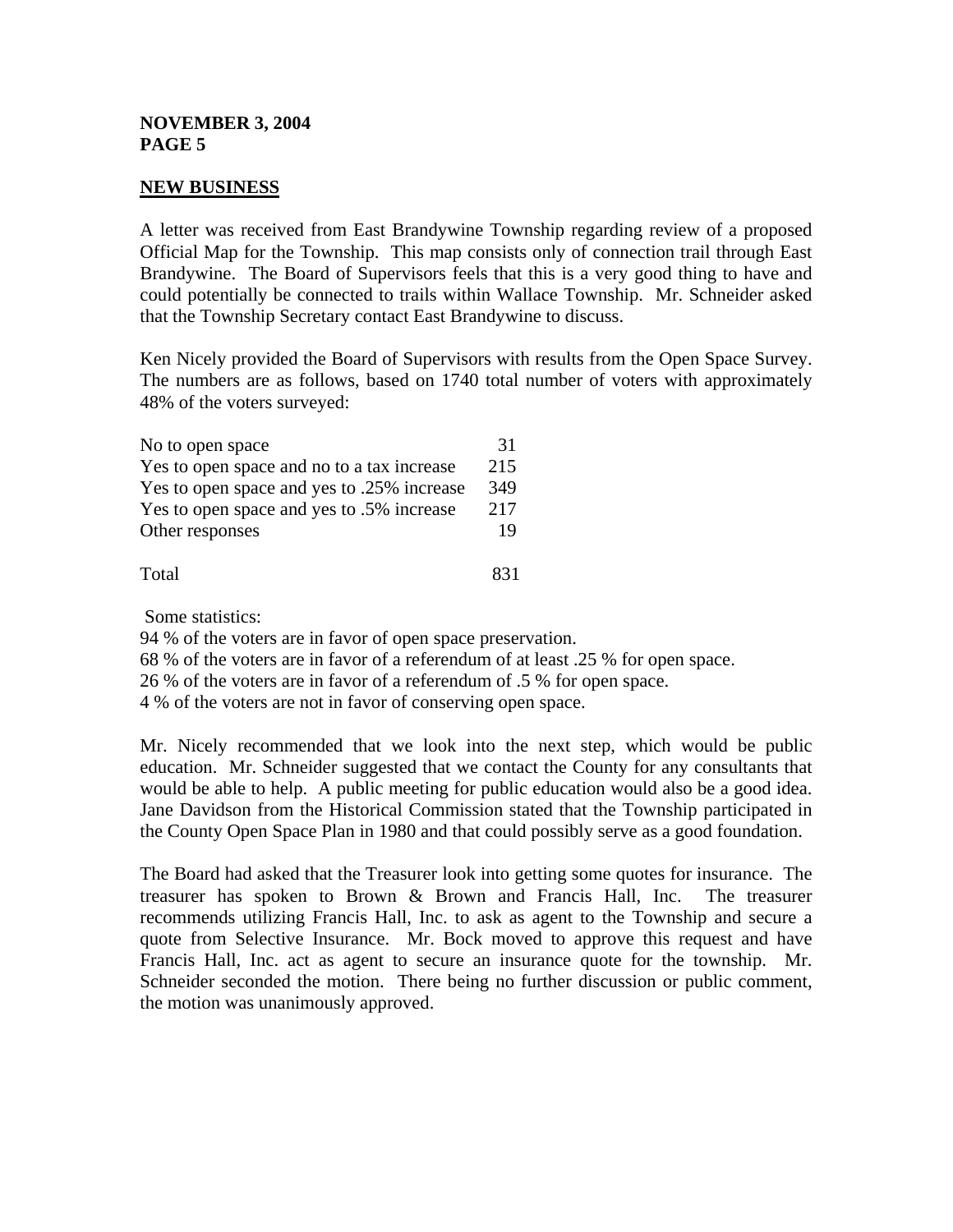## NEW BUSINESS

A letter was received from East Brandywine Township regarding review of a proposed Official Map for the Township. This map consists only of connection trail through East Brandywine. The Board of Supervisors feels that this is a very good thing to have and could potentially be connected to trails within Wallace Township. Mr. Schneider asked that the Township Secretary contact East Brandywine to discuss.

Ken Nicely provided the Board of Supervisors with results from the Open Space Survey. The numbers are as follows, based on 1740 total number of voters with approximately 48% of the voters surveyed:

| | |
|---|---|
| No to open space | 31 |
| Yes to open space and no to a tax increase | 215 |
| Yes to open space and yes to .25% increase | 349 |
| Yes to open space and yes to .5% increase | 217 |
| Other responses | 19 |
| Total | 831 |

Some statistics:

94 % of the voters are in favor of open space preservation.
68 % of the voters are in favor of a referendum of at least .25 % for open space.
26 % of the voters are in favor of a referendum of .5 % for open space.
4 % of the voters are not in favor of conserving open space.

Mr. Nicely recommended that we look into the next step, which would be public education. Mr. Schneider suggested that we contact the County for any consultants that would be able to help. A public meeting for public education would also be a good idea. Jane Davidson from the Historical Commission stated that the Township participated in the County Open Space Plan in 1980 and that could possibly serve as a good foundation.

The Board had asked that the Treasurer look into getting some quotes for insurance. The treasurer has spoken to Brown & Brown and Francis Hall, Inc. The treasurer recommends utilizing Francis Hall, Inc. to ask as agent to the Township and secure a quote from Selective Insurance. Mr. Bock moved to approve this request and have Francis Hall, Inc. act as agent to secure an insurance quote for the township. Mr. Schneider seconded the motion. There being no further discussion or public comment, the motion was unanimously approved.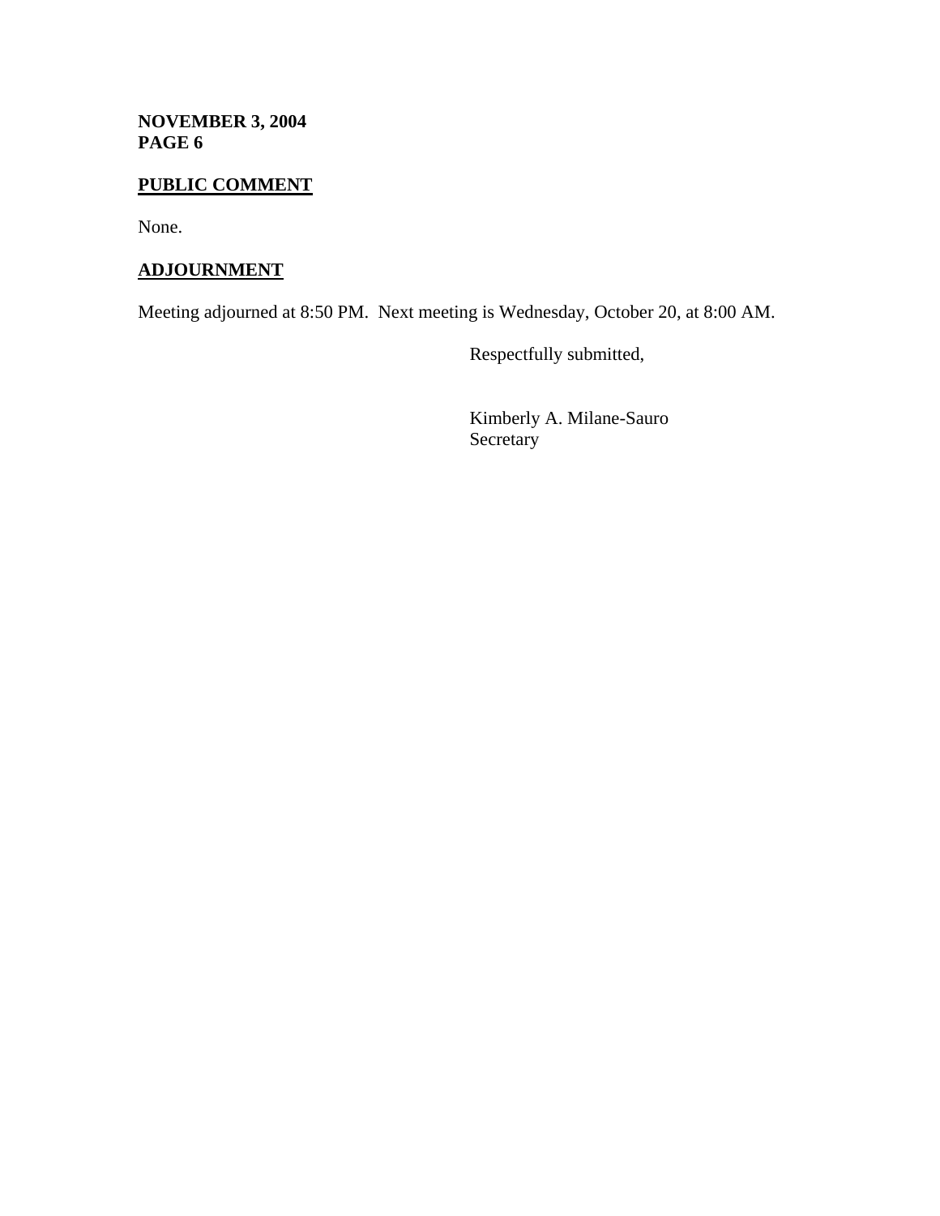## PUBLIC COMMENT

None.

## ADJOURNMENT

Meeting adjourned at 8:50 PM. Next meeting is Wednesday, October 20, at 8:00 AM.

Respectfully submitted,

Kimberly A. Milane-Sauro
Secretary